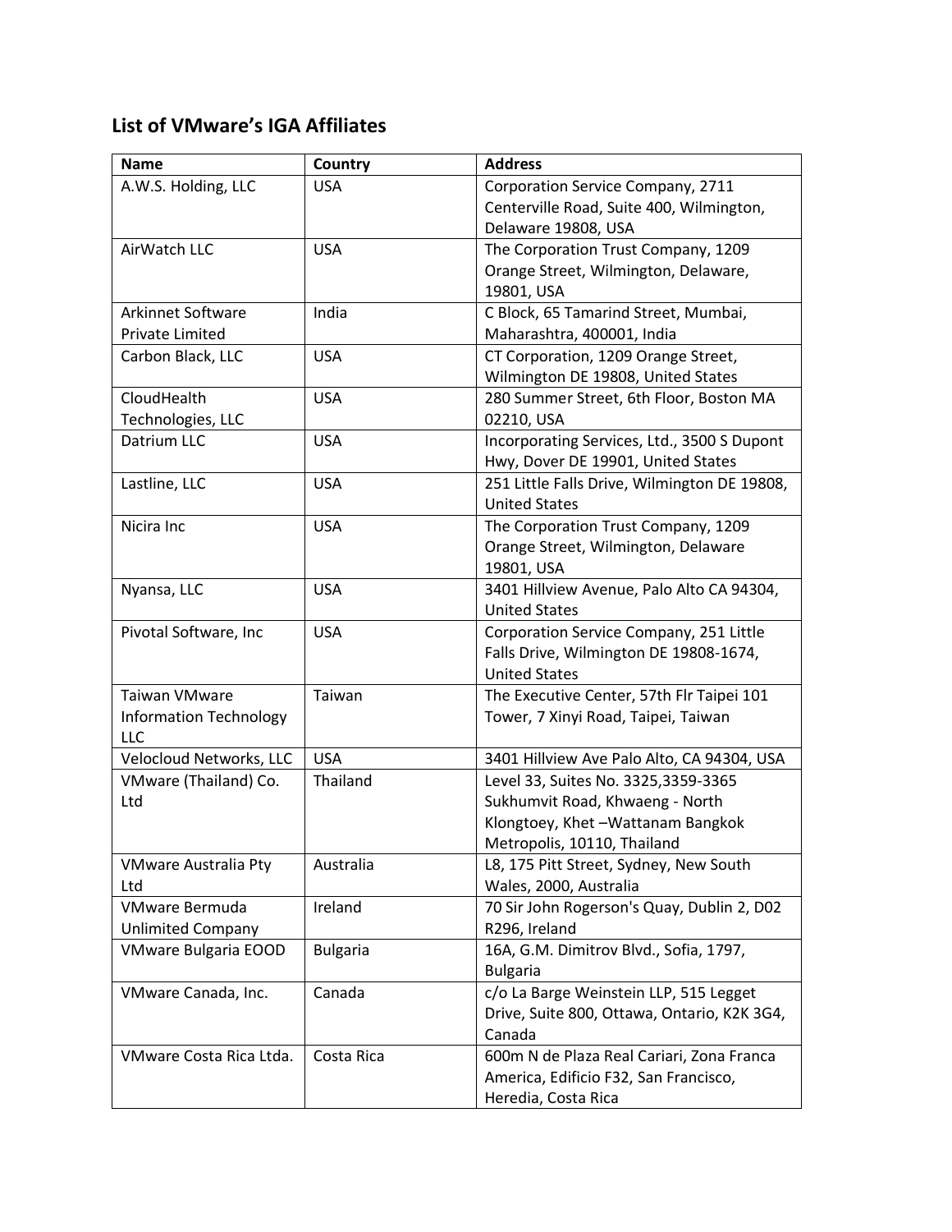## List of VMware's IGA Affiliates

| Name | Country | Address |
|---|---|---|
| A.W.S. Holding, LLC | USA | Corporation Service Company, 2711 Centerville Road, Suite 400, Wilmington, Delaware 19808, USA |
| AirWatch LLC | USA | The Corporation Trust Company, 1209 Orange Street, Wilmington, Delaware, 19801, USA |
| Arkinnet Software Private Limited | India | C Block, 65 Tamarind Street, Mumbai, Maharashtra, 400001, India |
| Carbon Black, LLC | USA | CT Corporation, 1209 Orange Street, Wilmington DE 19808, United States |
| CloudHealth Technologies, LLC | USA | 280 Summer Street, 6th Floor, Boston MA 02210, USA |
| Datrium LLC | USA | Incorporating Services, Ltd., 3500 S Dupont Hwy, Dover DE 19901, United States |
| Lastline, LLC | USA | 251 Little Falls Drive, Wilmington DE 19808, United States |
| Nicira Inc | USA | The Corporation Trust Company, 1209 Orange Street, Wilmington, Delaware 19801, USA |
| Nyansa, LLC | USA | 3401 Hillview Avenue, Palo Alto CA 94304, United States |
| Pivotal Software, Inc | USA | Corporation Service Company, 251 Little Falls Drive, Wilmington DE 19808-1674, United States |
| Taiwan VMware Information Technology LLC | Taiwan | The Executive Center, 57th Flr Taipei 101 Tower, 7 Xinyi Road, Taipei, Taiwan |
| Velocloud Networks, LLC | USA | 3401 Hillview Ave Palo Alto, CA 94304, USA |
| VMware (Thailand) Co. Ltd | Thailand | Level 33, Suites No. 3325,3359-3365 Sukhumvit Road, Khwaeng - North Klongtoey, Khet –Wattanam Bangkok Metropolis, 10110, Thailand |
| VMware Australia Pty Ltd | Australia | L8, 175 Pitt Street, Sydney, New South Wales, 2000, Australia |
| VMware Bermuda Unlimited Company | Ireland | 70 Sir John Rogerson's Quay, Dublin 2, D02 R296, Ireland |
| VMware Bulgaria EOOD | Bulgaria | 16A, G.M. Dimitrov Blvd., Sofia, 1797, Bulgaria |
| VMware Canada, Inc. | Canada | c/o La Barge Weinstein LLP, 515 Legget Drive, Suite 800, Ottawa, Ontario, K2K 3G4, Canada |
| VMware Costa Rica Ltda. | Costa Rica | 600m N de Plaza Real Cariari, Zona Franca America, Edificio F32, San Francisco, Heredia, Costa Rica |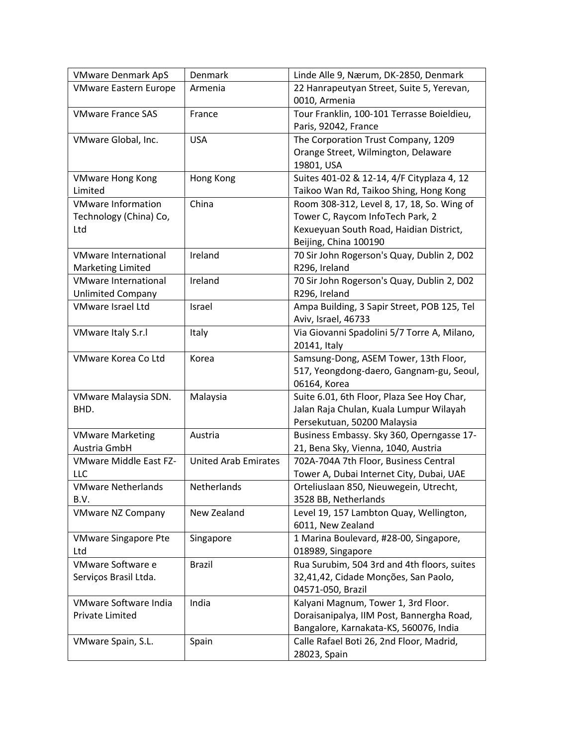| VMware Denmark ApS | Denmark | Linde Alle 9, Nærum, DK-2850, Denmark |
|---|---|---|
| VMware Eastern Europe | Armenia | 22 Hanrapeutyan Street, Suite 5, Yerevan, 0010, Armenia |
| VMware France SAS | France | Tour Franklin, 100-101 Terrasse Boieldieu, Paris, 92042, France |
| VMware Global, Inc. | USA | The Corporation Trust Company, 1209 Orange Street, Wilmington, Delaware 19801, USA |
| VMware Hong Kong Limited | Hong Kong | Suites 401-02 & 12-14, 4/F Cityplaza 4, 12 Taikoo Wan Rd, Taikoo Shing, Hong Kong |
| VMware Information Technology (China) Co, Ltd | China | Room 308-312, Level 8, 17, 18, So. Wing of Tower C, Raycom InfoTech Park, 2 Kexueyuan South Road, Haidian District, Beijing, China 100190 |
| VMware International Marketing Limited | Ireland | 70 Sir John Rogerson's Quay, Dublin 2, D02 R296, Ireland |
| VMware International Unlimited Company | Ireland | 70 Sir John Rogerson's Quay, Dublin 2, D02 R296, Ireland |
| VMware Israel Ltd | Israel | Ampa Building, 3 Sapir Street, POB 125, Tel Aviv, Israel, 46733 |
| VMware Italy S.r.l | Italy | Via Giovanni Spadolini 5/7 Torre A, Milano, 20141, Italy |
| VMware Korea Co Ltd | Korea | Samsung-Dong, ASEM Tower, 13th Floor, 517, Yeongdong-daero, Gangnam-gu, Seoul, 06164, Korea |
| VMware Malaysia SDN. BHD. | Malaysia | Suite 6.01, 6th Floor, Plaza See Hoy Char, Jalan Raja Chulan, Kuala Lumpur Wilayah Persekutuan, 50200 Malaysia |
| VMware Marketing Austria GmbH | Austria | Business Embassy. Sky 360, Operngasse 17-21, Bena Sky, Vienna, 1040, Austria |
| VMware Middle East FZ-LLC | United Arab Emirates | 702A-704A 7th Floor, Business Central Tower A, Dubai Internet City, Dubai, UAE |
| VMware Netherlands B.V. | Netherlands | Orteliuslaan 850, Nieuwegein, Utrecht, 3528 BB, Netherlands |
| VMware NZ Company | New Zealand | Level 19, 157 Lambton Quay, Wellington, 6011, New Zealand |
| VMware Singapore Pte Ltd | Singapore | 1 Marina Boulevard, #28-00, Singapore, 018989, Singapore |
| VMware Software e Serviços Brasil Ltda. | Brazil | Rua Surubim, 504 3rd and 4th floors, suites 32,41,42, Cidade Monções, San Paolo, 04571-050, Brazil |
| VMware Software India Private Limited | India | Kalyani Magnum, Tower 1, 3rd Floor. Doraisanipalya, IIM Post, Bannergha Road, Bangalore, Karnakata-KS, 560076, India |
| VMware Spain, S.L. | Spain | Calle Rafael Boti 26, 2nd Floor, Madrid, 28023, Spain |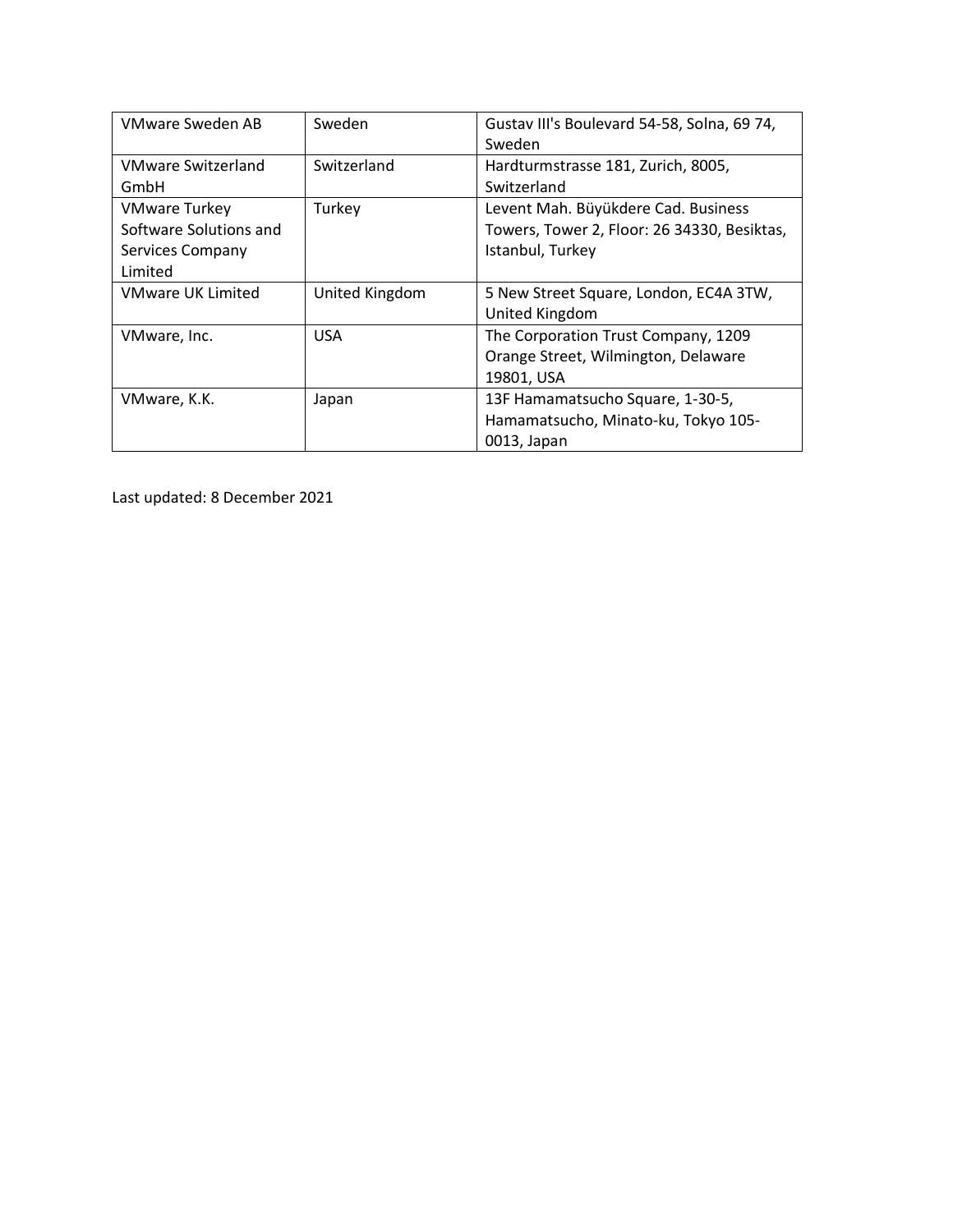| | | |
|---|---|---|
| VMware Sweden AB | Sweden | Gustav III's Boulevard 54-58, Solna, 69 74, Sweden |
| VMware Switzerland GmbH | Switzerland | Hardturmstrasse 181, Zurich, 8005, Switzerland |
| VMware Turkey Software Solutions and Services Company Limited | Turkey | Levent Mah. Büyükdere Cad. Business Towers, Tower 2, Floor: 26 34330, Besiktas, Istanbul, Turkey |
| VMware UK Limited | United Kingdom | 5 New Street Square, London, EC4A 3TW, United Kingdom |
| VMware, Inc. | USA | The Corporation Trust Company, 1209 Orange Street, Wilmington, Delaware 19801, USA |
| VMware, K.K. | Japan | 13F Hamamatsucho Square, 1-30-5, Hamamatsucho, Minato-ku, Tokyo 105-0013, Japan |

Last updated: 8 December 2021